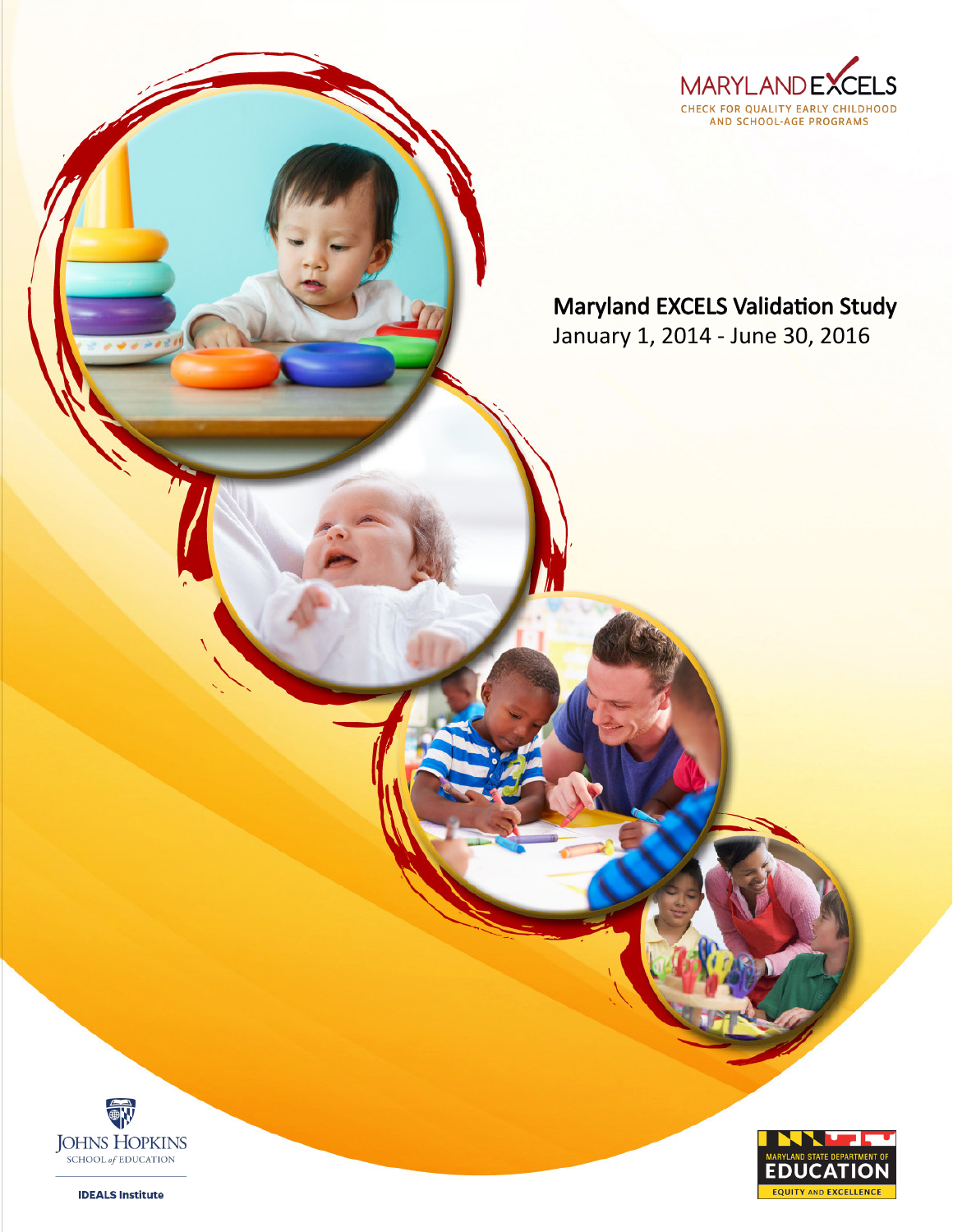MARYLAND EXCELS

CHECK FOR QUALITY EARLY CHILDHOOD AND SCHOOL-AGE PROGRAMS

# Maryland EXCELS Validation Study

January 1, 2014 - June 30, 2016

JOHNS HOPKINS SCHOOL of EDUCATION

IDEALS Institute

MARYLAND STATE DEPARTMENT OF EDUCATION

EQUITY AND EXCELLENCE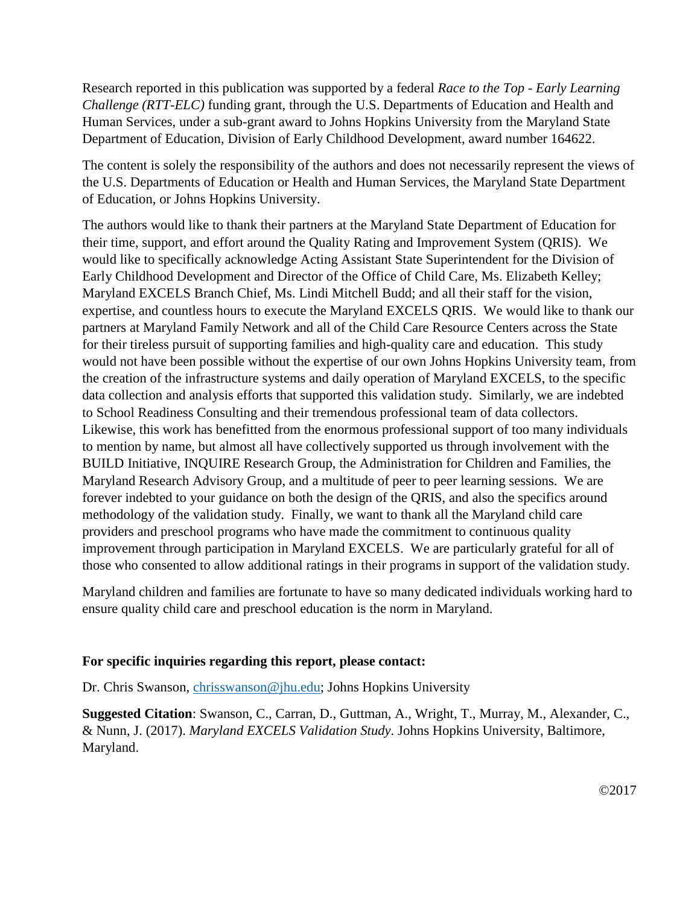Research reported in this publication was supported by a federal *Race to the Top - Early Learning Challenge (RTT-ELC)* funding grant, through the U.S. Departments of Education and Health and Human Services, under a sub-grant award to Johns Hopkins University from the Maryland State Department of Education, Division of Early Childhood Development, award number 164622.

The content is solely the responsibility of the authors and does not necessarily represent the views of the U.S. Departments of Education or Health and Human Services, the Maryland State Department of Education, or Johns Hopkins University.

The authors would like to thank their partners at the Maryland State Department of Education for their time, support, and effort around the Quality Rating and Improvement System (QRIS). We would like to specifically acknowledge Acting Assistant State Superintendent for the Division of Early Childhood Development and Director of the Office of Child Care, Ms. Elizabeth Kelley; Maryland EXCELS Branch Chief, Ms. Lindi Mitchell Budd; and all their staff for the vision, expertise, and countless hours to execute the Maryland EXCELS QRIS. We would like to thank our partners at Maryland Family Network and all of the Child Care Resource Centers across the State for their tireless pursuit of supporting families and high-quality care and education. This study would not have been possible without the expertise of our own Johns Hopkins University team, from the creation of the infrastructure systems and daily operation of Maryland EXCELS, to the specific data collection and analysis efforts that supported this validation study. Similarly, we are indebted to School Readiness Consulting and their tremendous professional team of data collectors. Likewise, this work has benefitted from the enormous professional support of too many individuals to mention by name, but almost all have collectively supported us through involvement with the BUILD Initiative, INQUIRE Research Group, the Administration for Children and Families, the Maryland Research Advisory Group, and a multitude of peer to peer learning sessions. We are forever indebted to your guidance on both the design of the QRIS, and also the specifics around methodology of the validation study. Finally, we want to thank all the Maryland child care providers and preschool programs who have made the commitment to continuous quality improvement through participation in Maryland EXCELS. We are particularly grateful for all of those who consented to allow additional ratings in their programs in support of the validation study.

Maryland children and families are fortunate to have so many dedicated individuals working hard to ensure quality child care and preschool education is the norm in Maryland.

**For specific inquiries regarding this report, please contact:**

Dr. Chris Swanson, chrisswanson@jhu.edu; Johns Hopkins University

**Suggested Citation**: Swanson, C., Carran, D., Guttman, A., Wright, T., Murray, M., Alexander, C., & Nunn, J. (2017). *Maryland EXCELS Validation Study*. Johns Hopkins University, Baltimore, Maryland.

©2017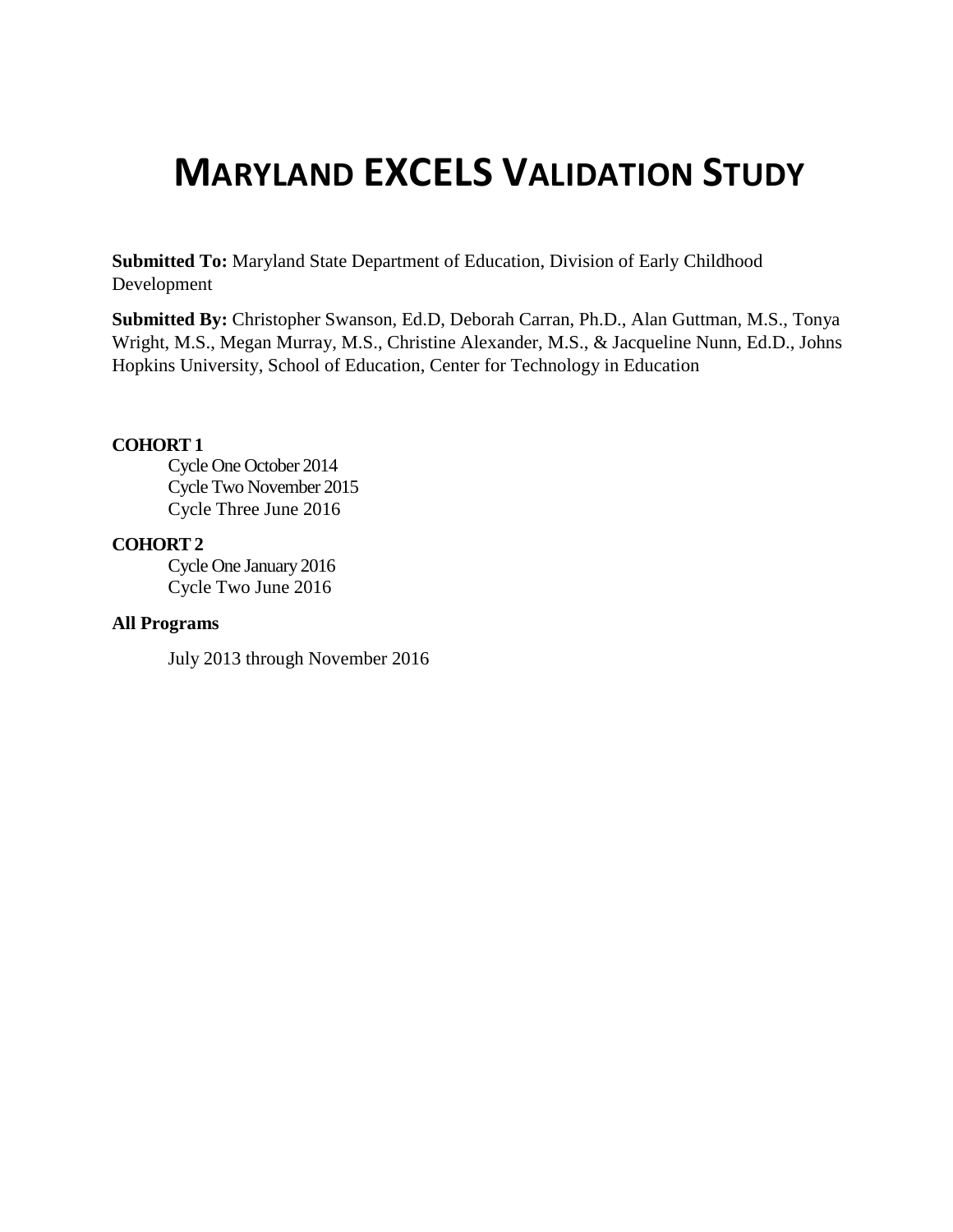# MARYLAND EXCELS VALIDATION STUDY

**Submitted To:** Maryland State Department of Education, Division of Early Childhood Development

**Submitted By:** Christopher Swanson, Ed.D, Deborah Carran, Ph.D., Alan Guttman, M.S., Tonya Wright, M.S., Megan Murray, M.S., Christine Alexander, M.S., & Jacqueline Nunn, Ed.D., Johns Hopkins University, School of Education, Center for Technology in Education

**COHORT 1**

Cycle One October 2014
Cycle Two November 2015
Cycle Three June 2016

**COHORT 2**

Cycle One January 2016
Cycle Two June 2016

**All Programs**

July 2013 through November 2016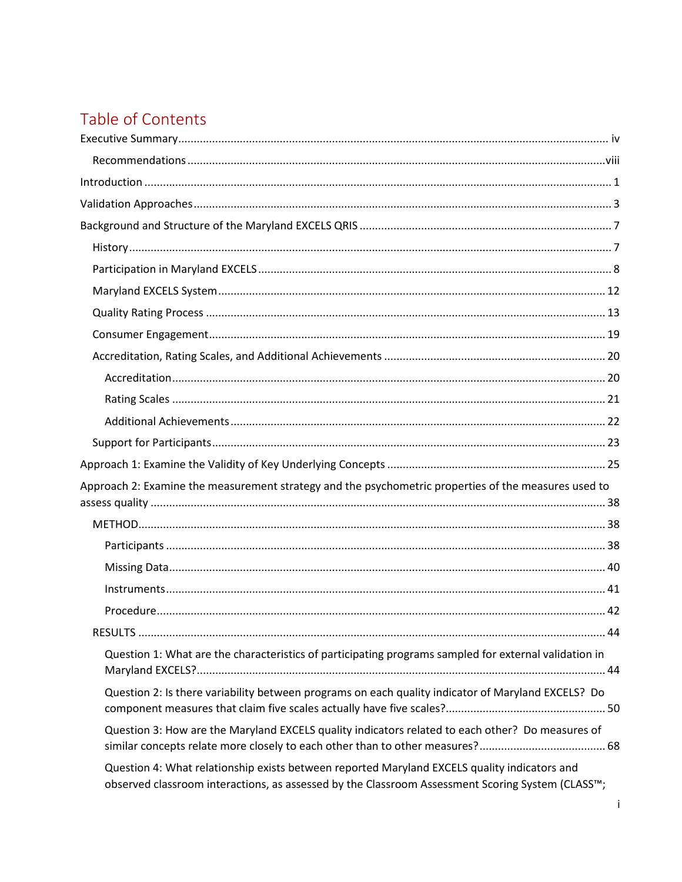# Table of Contents

Executive Summary .......... iv

- Recommendations .......... viii

Introduction .......... 1

Validation Approaches .......... 3

Background and Structure of the Maryland EXCELS QRIS .......... 7

- History .......... 7
- Participation in Maryland EXCELS .......... 8
- Maryland EXCELS System .......... 12
- Quality Rating Process .......... 13
- Consumer Engagement .......... 19
- Accreditation, Rating Scales, and Additional Achievements .......... 20
  - Accreditation .......... 20
  - Rating Scales .......... 21
  - Additional Achievements .......... 22
- Support for Participants .......... 23

Approach 1: Examine the Validity of Key Underlying Concepts .......... 25

Approach 2: Examine the measurement strategy and the psychometric properties of the measures used to assess quality .......... 38

- METHOD .......... 38
  - Participants .......... 38
  - Missing Data .......... 40
  - Instruments .......... 41
  - Procedure .......... 42
- RESULTS .......... 44
  - Question 1: What are the characteristics of participating programs sampled for external validation in Maryland EXCELS? .......... 44
  - Question 2: Is there variability between programs on each quality indicator of Maryland EXCELS? Do component measures that claim five scales actually have five scales? .......... 50
  - Question 3: How are the Maryland EXCELS quality indicators related to each other? Do measures of similar concepts relate more closely to each other than to other measures? .......... 68
  - Question 4: What relationship exists between reported Maryland EXCELS quality indicators and observed classroom interactions, as assessed by the Classroom Assessment Scoring System (CLASS™;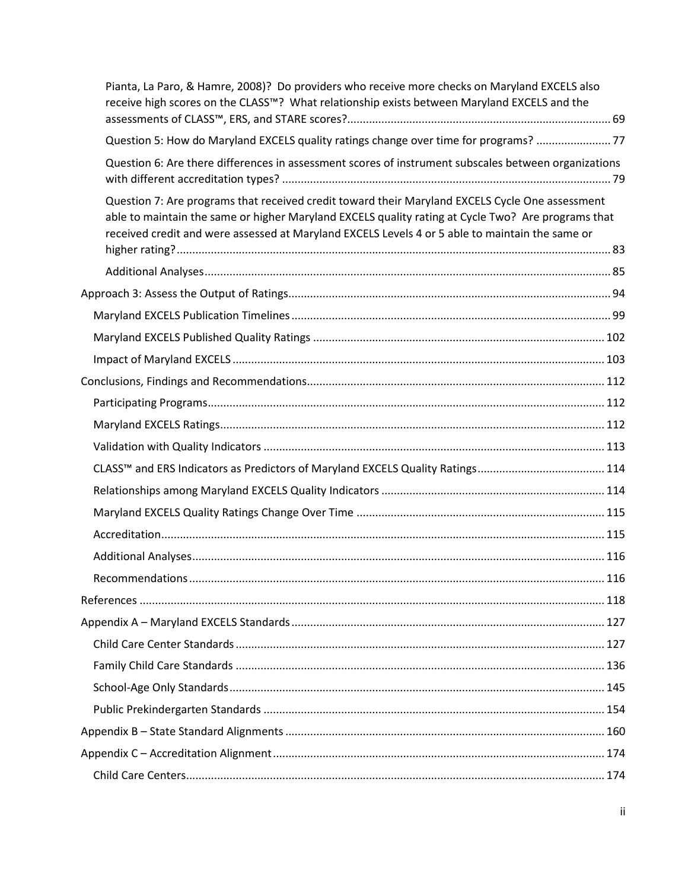Pianta, La Paro, & Hamre, 2008)? Do providers who receive more checks on Maryland EXCELS also receive high scores on the CLASS™? What relationship exists between Maryland EXCELS and the assessments of CLASS™, ERS, and STARE scores? ..... 69

Question 5: How do Maryland EXCELS quality ratings change over time for programs? ..... 77

Question 6: Are there differences in assessment scores of instrument subscales between organizations with different accreditation types? ..... 79

Question 7: Are programs that received credit toward their Maryland EXCELS Cycle One assessment able to maintain the same or higher Maryland EXCELS quality rating at Cycle Two? Are programs that received credit and were assessed at Maryland EXCELS Levels 4 or 5 able to maintain the same or higher rating? ..... 83

Additional Analyses ..... 85

Approach 3: Assess the Output of Ratings ..... 94

Maryland EXCELS Publication Timelines ..... 99

Maryland EXCELS Published Quality Ratings ..... 102

Impact of Maryland EXCELS ..... 103

Conclusions, Findings and Recommendations ..... 112

Participating Programs ..... 112

Maryland EXCELS Ratings ..... 112

Validation with Quality Indicators ..... 113

CLASS™ and ERS Indicators as Predictors of Maryland EXCELS Quality Ratings ..... 114

Relationships among Maryland EXCELS Quality Indicators ..... 114

Maryland EXCELS Quality Ratings Change Over Time ..... 115

Accreditation ..... 115

Additional Analyses ..... 116

Recommendations ..... 116

References ..... 118

Appendix A – Maryland EXCELS Standards ..... 127

Child Care Center Standards ..... 127

Family Child Care Standards ..... 136

School-Age Only Standards ..... 145

Public Prekindergarten Standards ..... 154

Appendix B – State Standard Alignments ..... 160

Appendix C – Accreditation Alignment ..... 174

Child Care Centers ..... 174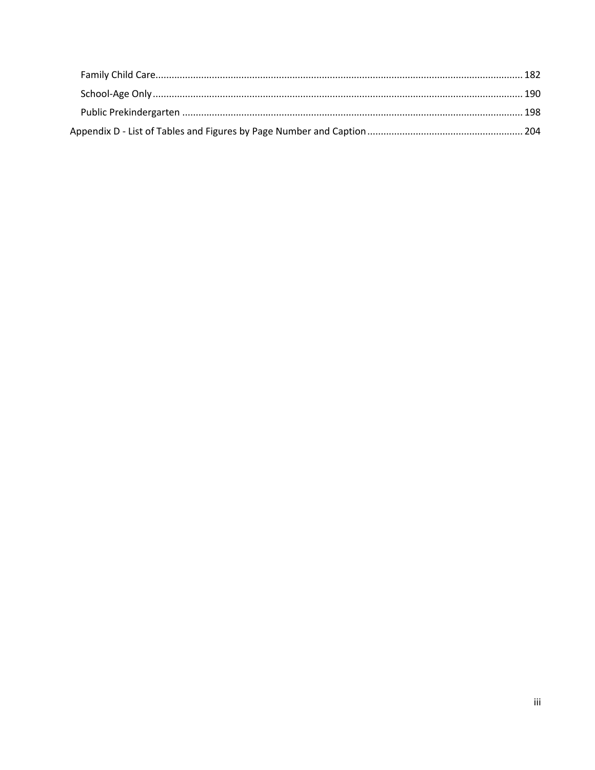Family Child Care ........................................................................................................................................ 182

School-Age Only ......................................................................................................................................... 190

Public Prekindergarten .............................................................................................................................. 198

Appendix D - List of Tables and Figures by Page Number and Caption .......................................................... 204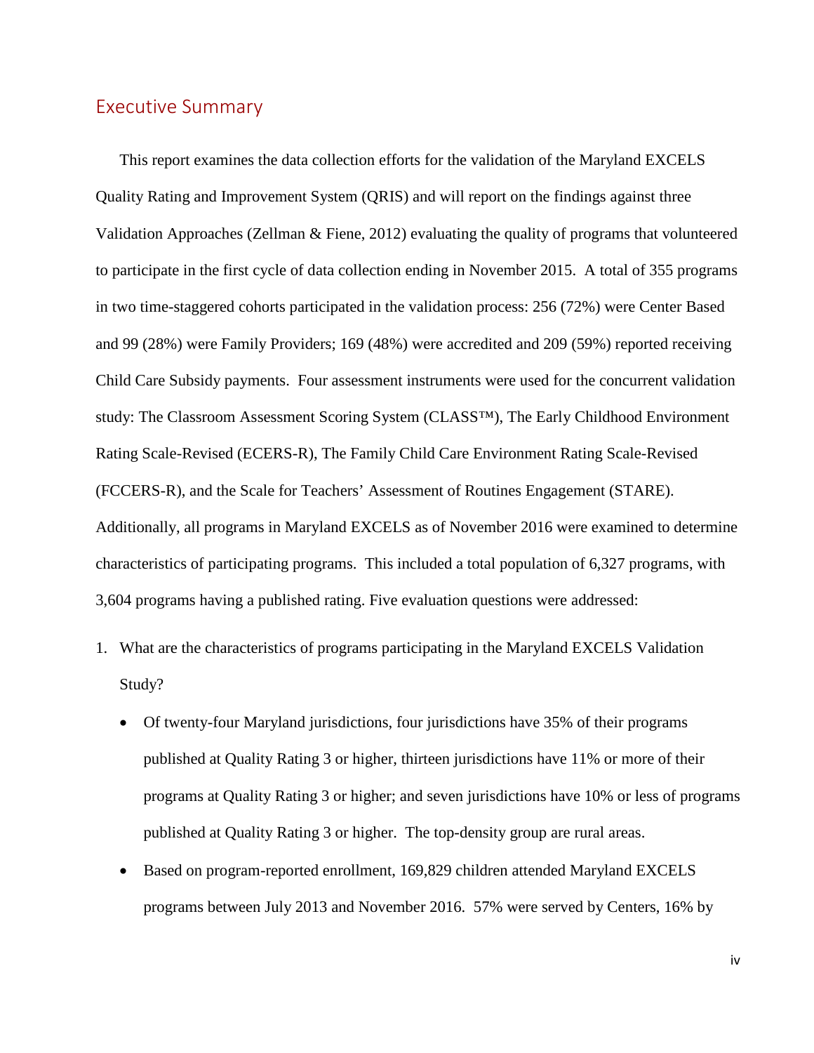## Executive Summary

This report examines the data collection efforts for the validation of the Maryland EXCELS Quality Rating and Improvement System (QRIS) and will report on the findings against three Validation Approaches (Zellman & Fiene, 2012) evaluating the quality of programs that volunteered to participate in the first cycle of data collection ending in November 2015. A total of 355 programs in two time-staggered cohorts participated in the validation process: 256 (72%) were Center Based and 99 (28%) were Family Providers; 169 (48%) were accredited and 209 (59%) reported receiving Child Care Subsidy payments. Four assessment instruments were used for the concurrent validation study: The Classroom Assessment Scoring System (CLASS™), The Early Childhood Environment Rating Scale-Revised (ECERS-R), The Family Child Care Environment Rating Scale-Revised (FCCERS-R), and the Scale for Teachers' Assessment of Routines Engagement (STARE). Additionally, all programs in Maryland EXCELS as of November 2016 were examined to determine characteristics of participating programs. This included a total population of 6,327 programs, with 3,604 programs having a published rating. Five evaluation questions were addressed:

1. What are the characteristics of programs participating in the Maryland EXCELS Validation Study?
   - Of twenty-four Maryland jurisdictions, four jurisdictions have 35% of their programs published at Quality Rating 3 or higher, thirteen jurisdictions have 11% or more of their programs at Quality Rating 3 or higher; and seven jurisdictions have 10% or less of programs published at Quality Rating 3 or higher. The top-density group are rural areas.
   - Based on program-reported enrollment, 169,829 children attended Maryland EXCELS programs between July 2013 and November 2016. 57% were served by Centers, 16% by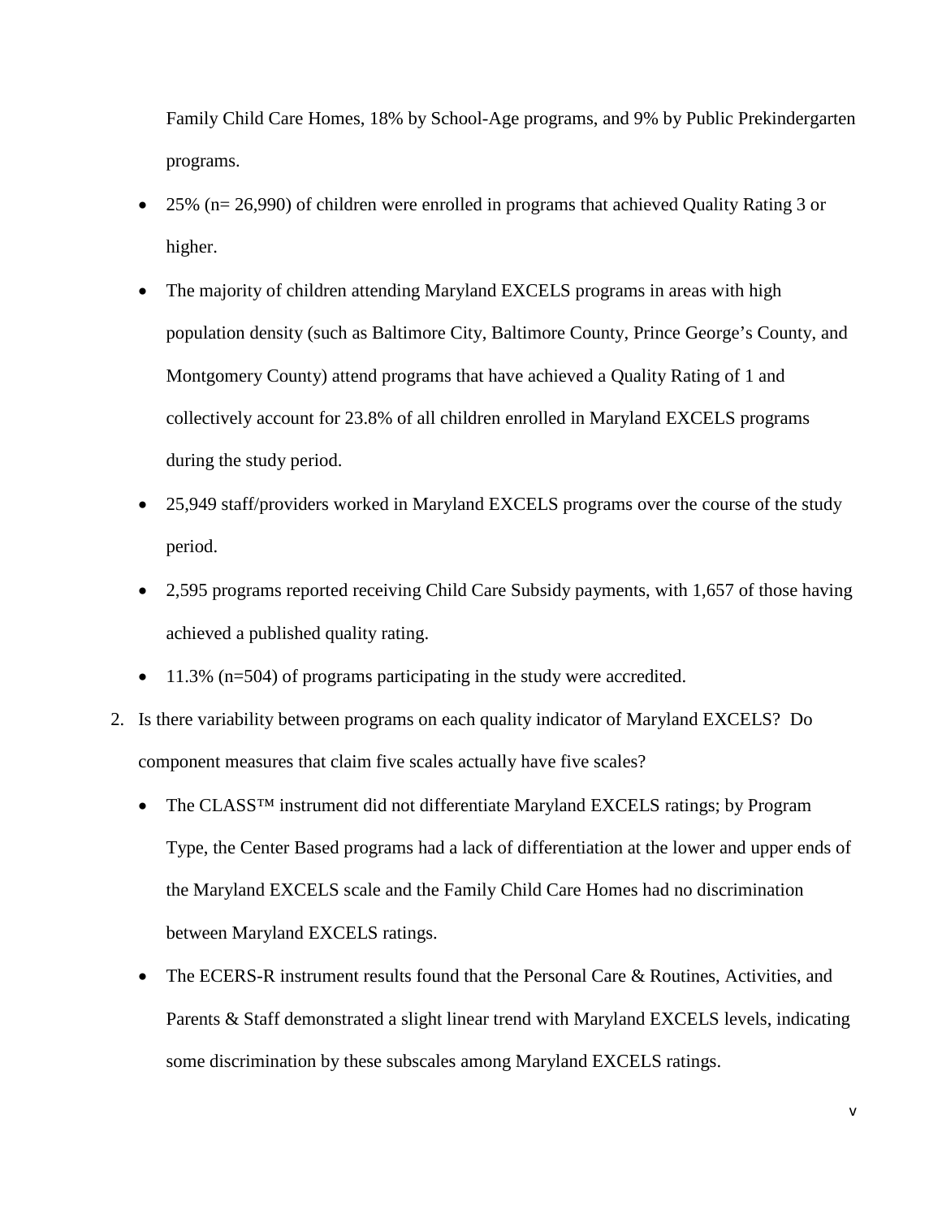Family Child Care Homes, 18% by School-Age programs, and 9% by Public Prekindergarten programs.

- 25% (n= 26,990) of children were enrolled in programs that achieved Quality Rating 3 or higher.
- The majority of children attending Maryland EXCELS programs in areas with high population density (such as Baltimore City, Baltimore County, Prince George's County, and Montgomery County) attend programs that have achieved a Quality Rating of 1 and collectively account for 23.8% of all children enrolled in Maryland EXCELS programs during the study period.
- 25,949 staff/providers worked in Maryland EXCELS programs over the course of the study period.
- 2,595 programs reported receiving Child Care Subsidy payments, with 1,657 of those having achieved a published quality rating.
- 11.3% (n=504) of programs participating in the study were accredited.

2. Is there variability between programs on each quality indicator of Maryland EXCELS? Do component measures that claim five scales actually have five scales?
   - The CLASS™ instrument did not differentiate Maryland EXCELS ratings; by Program Type, the Center Based programs had a lack of differentiation at the lower and upper ends of the Maryland EXCELS scale and the Family Child Care Homes had no discrimination between Maryland EXCELS ratings.
   - The ECERS-R instrument results found that the Personal Care & Routines, Activities, and Parents & Staff demonstrated a slight linear trend with Maryland EXCELS levels, indicating some discrimination by these subscales among Maryland EXCELS ratings.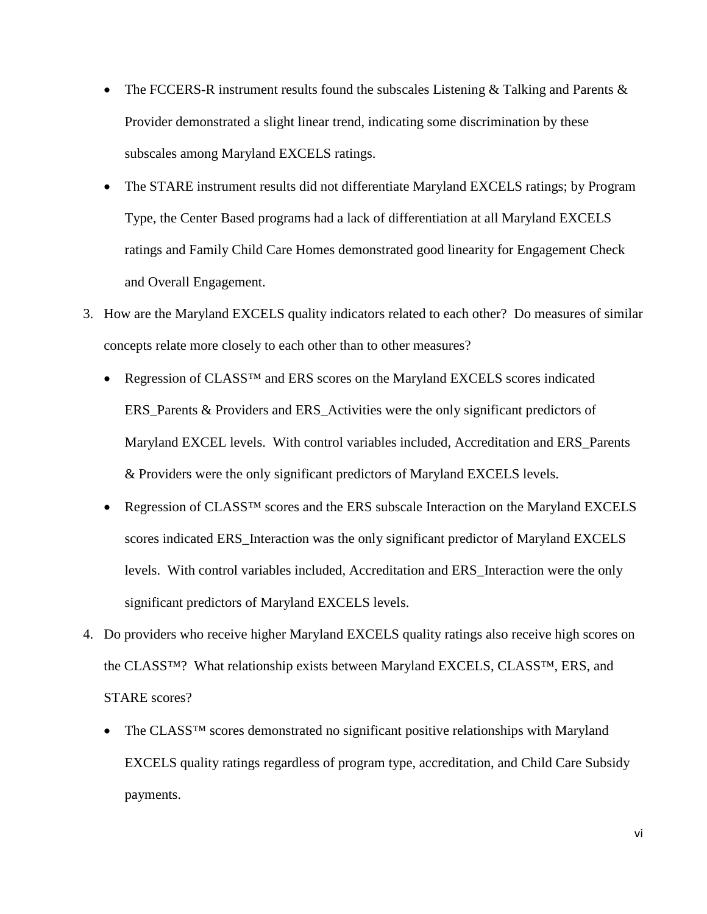- The FCCERS-R instrument results found the subscales Listening & Talking and Parents & Provider demonstrated a slight linear trend, indicating some discrimination by these subscales among Maryland EXCELS ratings.
- The STARE instrument results did not differentiate Maryland EXCELS ratings; by Program Type, the Center Based programs had a lack of differentiation at all Maryland EXCELS ratings and Family Child Care Homes demonstrated good linearity for Engagement Check and Overall Engagement.

3. How are the Maryland EXCELS quality indicators related to each other? Do measures of similar concepts relate more closely to each other than to other measures?
   - Regression of CLASS™ and ERS scores on the Maryland EXCELS scores indicated ERS_Parents & Providers and ERS_Activities were the only significant predictors of Maryland EXCEL levels. With control variables included, Accreditation and ERS_Parents & Providers were the only significant predictors of Maryland EXCELS levels.
   - Regression of CLASS™ scores and the ERS subscale Interaction on the Maryland EXCELS scores indicated ERS_Interaction was the only significant predictor of Maryland EXCELS levels. With control variables included, Accreditation and ERS_Interaction were the only significant predictors of Maryland EXCELS levels.
4. Do providers who receive higher Maryland EXCELS quality ratings also receive high scores on the CLASS™? What relationship exists between Maryland EXCELS, CLASS™, ERS, and STARE scores?
   - The CLASS™ scores demonstrated no significant positive relationships with Maryland EXCELS quality ratings regardless of program type, accreditation, and Child Care Subsidy payments.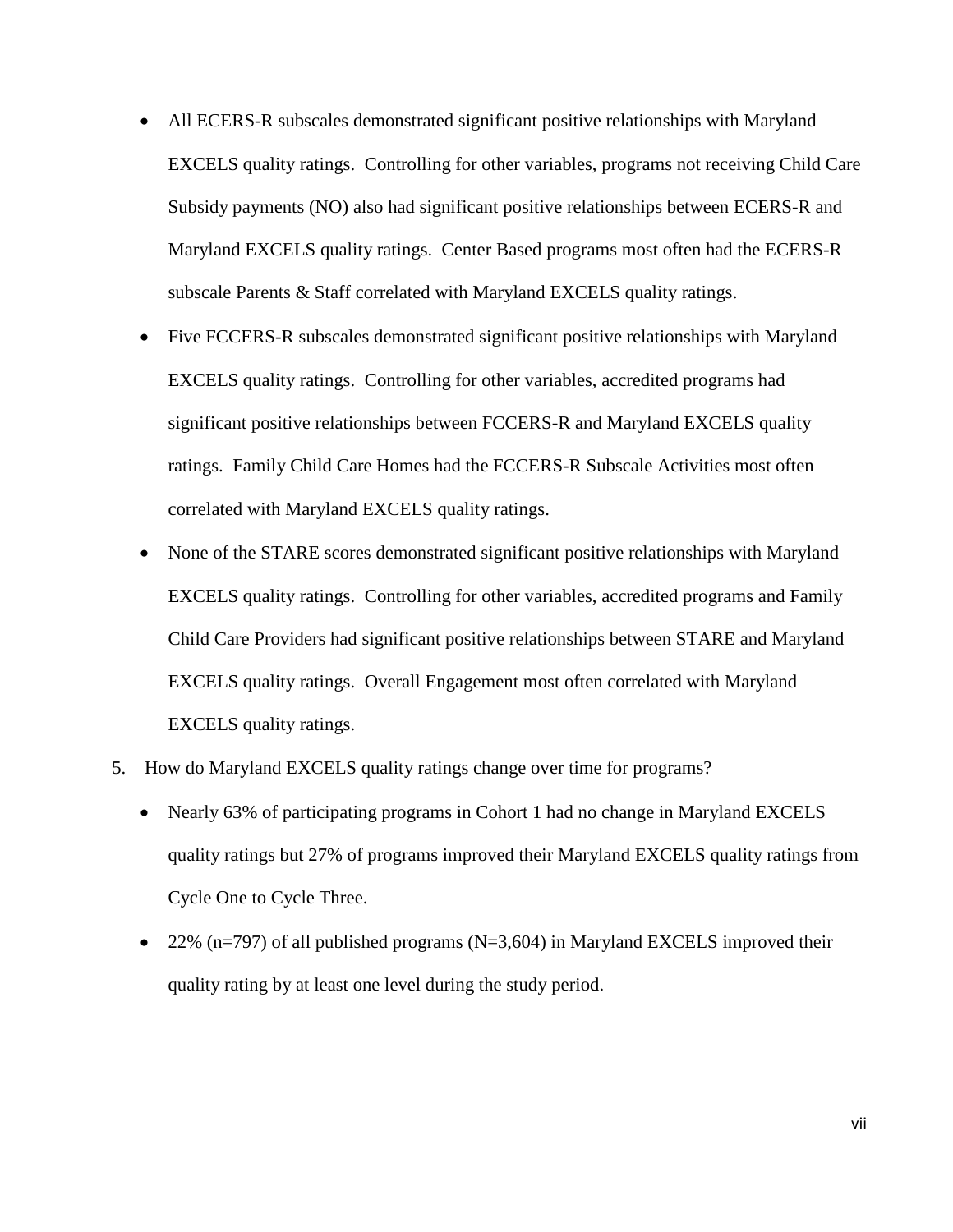- All ECERS-R subscales demonstrated significant positive relationships with Maryland EXCELS quality ratings. Controlling for other variables, programs not receiving Child Care Subsidy payments (NO) also had significant positive relationships between ECERS-R and Maryland EXCELS quality ratings. Center Based programs most often had the ECERS-R subscale Parents & Staff correlated with Maryland EXCELS quality ratings.
- Five FCCERS-R subscales demonstrated significant positive relationships with Maryland EXCELS quality ratings. Controlling for other variables, accredited programs had significant positive relationships between FCCERS-R and Maryland EXCELS quality ratings. Family Child Care Homes had the FCCERS-R Subscale Activities most often correlated with Maryland EXCELS quality ratings.
- None of the STARE scores demonstrated significant positive relationships with Maryland EXCELS quality ratings. Controlling for other variables, accredited programs and Family Child Care Providers had significant positive relationships between STARE and Maryland EXCELS quality ratings. Overall Engagement most often correlated with Maryland EXCELS quality ratings.

5. How do Maryland EXCELS quality ratings change over time for programs?
   - Nearly 63% of participating programs in Cohort 1 had no change in Maryland EXCELS quality ratings but 27% of programs improved their Maryland EXCELS quality ratings from Cycle One to Cycle Three.
   - 22% (n=797) of all published programs (N=3,604) in Maryland EXCELS improved their quality rating by at least one level during the study period.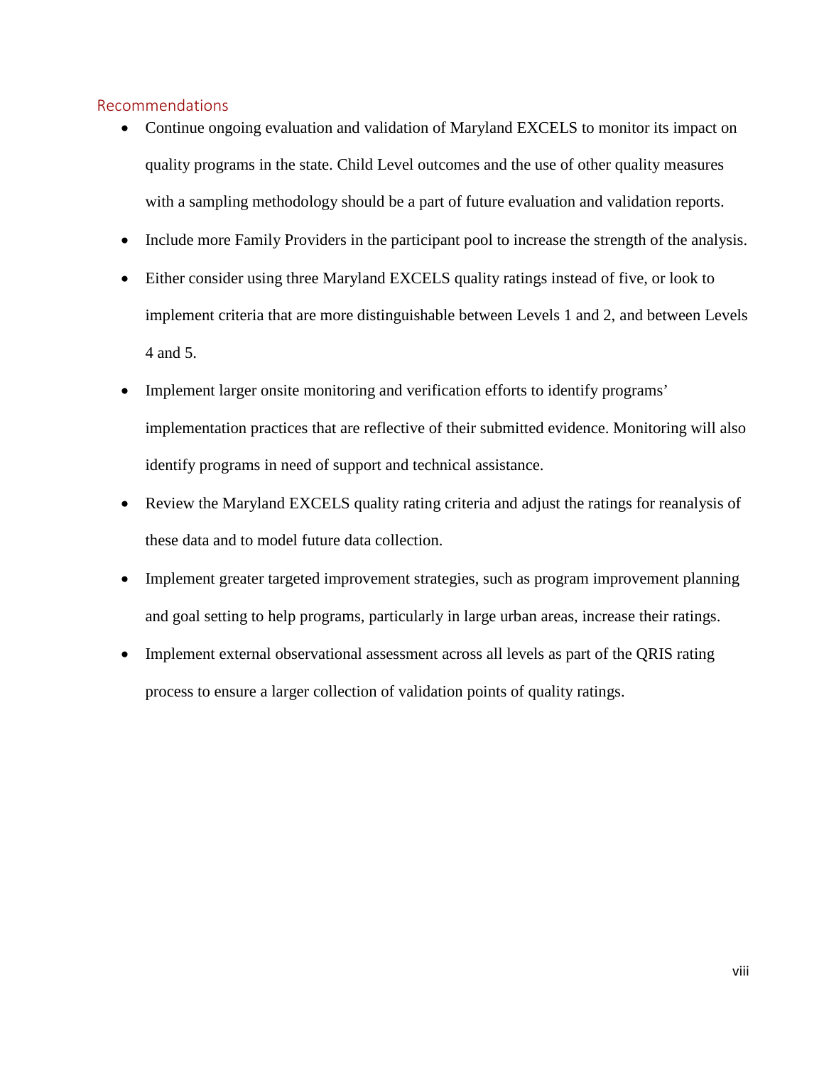## Recommendations

- Continue ongoing evaluation and validation of Maryland EXCELS to monitor its impact on quality programs in the state. Child Level outcomes and the use of other quality measures with a sampling methodology should be a part of future evaluation and validation reports.
- Include more Family Providers in the participant pool to increase the strength of the analysis.
- Either consider using three Maryland EXCELS quality ratings instead of five, or look to implement criteria that are more distinguishable between Levels 1 and 2, and between Levels 4 and 5.
- Implement larger onsite monitoring and verification efforts to identify programs' implementation practices that are reflective of their submitted evidence. Monitoring will also identify programs in need of support and technical assistance.
- Review the Maryland EXCELS quality rating criteria and adjust the ratings for reanalysis of these data and to model future data collection.
- Implement greater targeted improvement strategies, such as program improvement planning and goal setting to help programs, particularly in large urban areas, increase their ratings.
- Implement external observational assessment across all levels as part of the QRIS rating process to ensure a larger collection of validation points of quality ratings.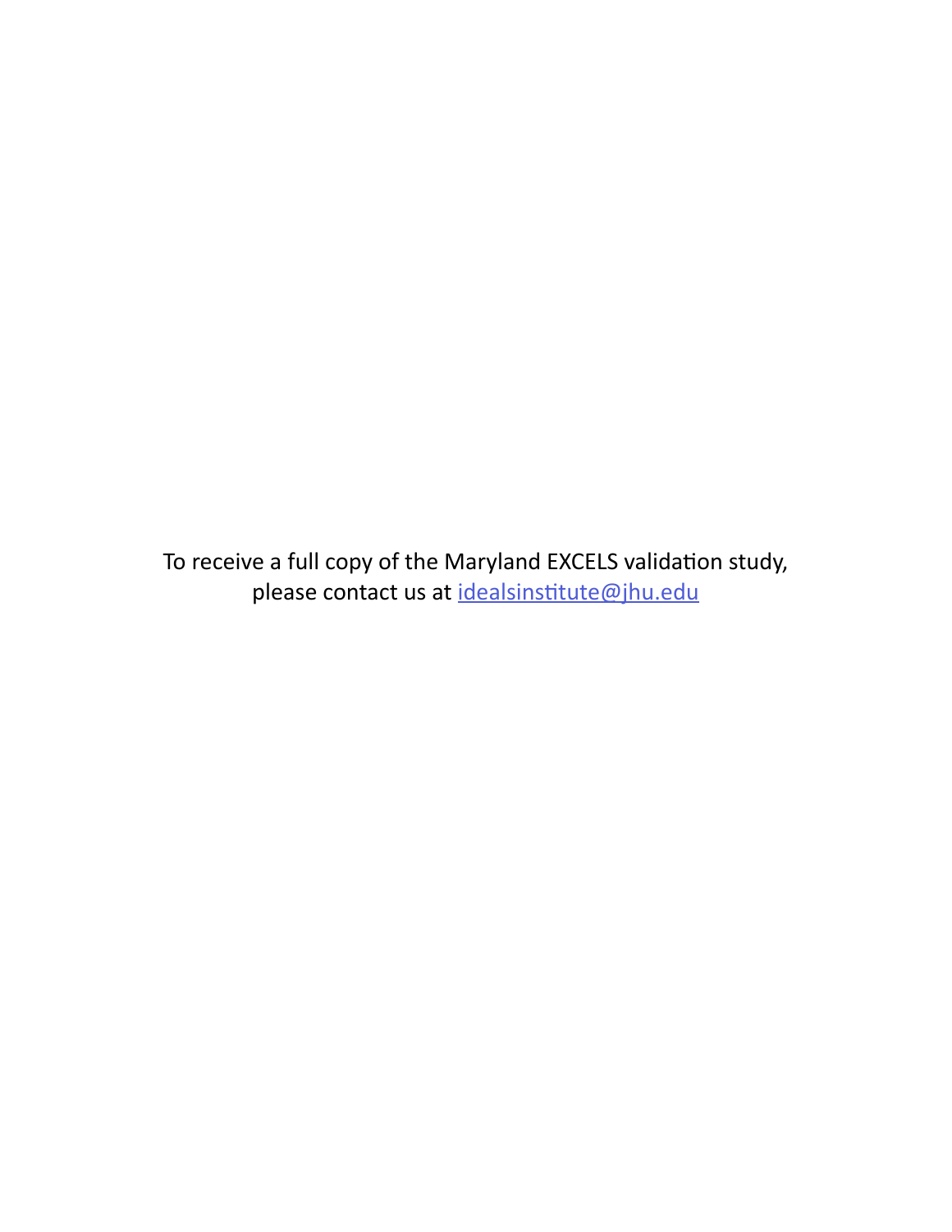To receive a full copy of the Maryland EXCELS validation study, please contact us at [idealsinstitute@jhu.edu](mailto:idealsinstitute@jhu.edu)